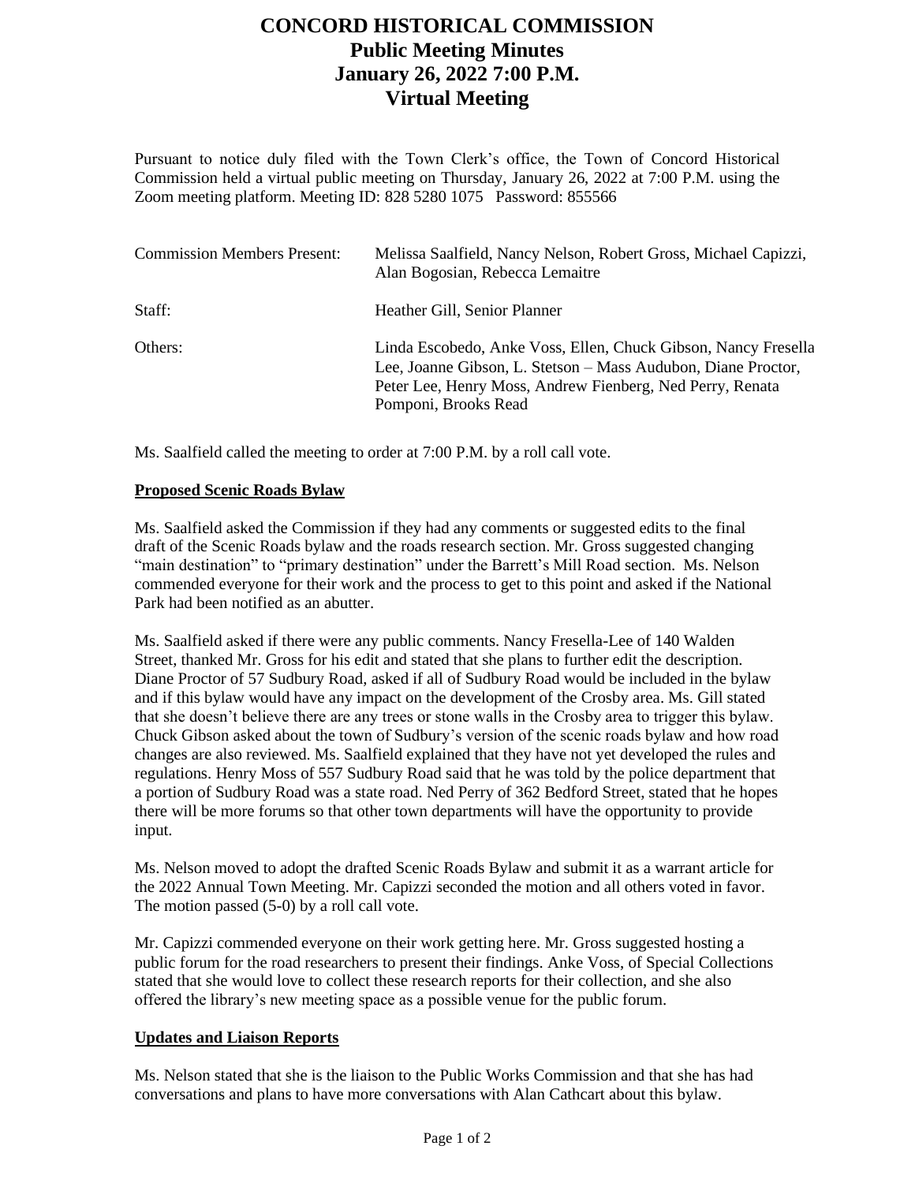# CONCORD HISTORICAL COMMISSION
## Public Meeting Minutes
## January 26, 2022 7:00 P.M.
## Virtual Meeting

Pursuant to notice duly filed with the Town Clerk's office, the Town of Concord Historical Commission held a virtual public meeting on Thursday, January 26, 2022 at 7:00 P.M. using the Zoom meeting platform. Meeting ID: 828 5280 1075 Password: 855566

| | |
|---|---|
| Commission Members Present: | Melissa Saalfield, Nancy Nelson, Robert Gross, Michael Capizzi, Alan Bogosian, Rebecca Lemaitre |
| Staff: | Heather Gill, Senior Planner |
| Others: | Linda Escobedo, Anke Voss, Ellen, Chuck Gibson, Nancy Fresella Lee, Joanne Gibson, L. Stetson – Mass Audubon, Diane Proctor, Peter Lee, Henry Moss, Andrew Fienberg, Ned Perry, Renata Pomponi, Brooks Read |

Ms. Saalfield called the meeting to order at 7:00 P.M. by a roll call vote.

**Proposed Scenic Roads Bylaw**

Ms. Saalfield asked the Commission if they had any comments or suggested edits to the final draft of the Scenic Roads bylaw and the roads research section. Mr. Gross suggested changing "main destination" to "primary destination" under the Barrett's Mill Road section. Ms. Nelson commended everyone for their work and the process to get to this point and asked if the National Park had been notified as an abutter.

Ms. Saalfield asked if there were any public comments. Nancy Fresella-Lee of 140 Walden Street, thanked Mr. Gross for his edit and stated that she plans to further edit the description. Diane Proctor of 57 Sudbury Road, asked if all of Sudbury Road would be included in the bylaw and if this bylaw would have any impact on the development of the Crosby area. Ms. Gill stated that she doesn't believe there are any trees or stone walls in the Crosby area to trigger this bylaw. Chuck Gibson asked about the town of Sudbury's version of the scenic roads bylaw and how road changes are also reviewed. Ms. Saalfield explained that they have not yet developed the rules and regulations. Henry Moss of 557 Sudbury Road said that he was told by the police department that a portion of Sudbury Road was a state road. Ned Perry of 362 Bedford Street, stated that he hopes there will be more forums so that other town departments will have the opportunity to provide input.

Ms. Nelson moved to adopt the drafted Scenic Roads Bylaw and submit it as a warrant article for the 2022 Annual Town Meeting. Mr. Capizzi seconded the motion and all others voted in favor. The motion passed (5-0) by a roll call vote.

Mr. Capizzi commended everyone on their work getting here. Mr. Gross suggested hosting a public forum for the road researchers to present their findings. Anke Voss, of Special Collections stated that she would love to collect these research reports for their collection, and she also offered the library's new meeting space as a possible venue for the public forum.

**Updates and Liaison Reports**

Ms. Nelson stated that she is the liaison to the Public Works Commission and that she has had conversations and plans to have more conversations with Alan Cathcart about this bylaw.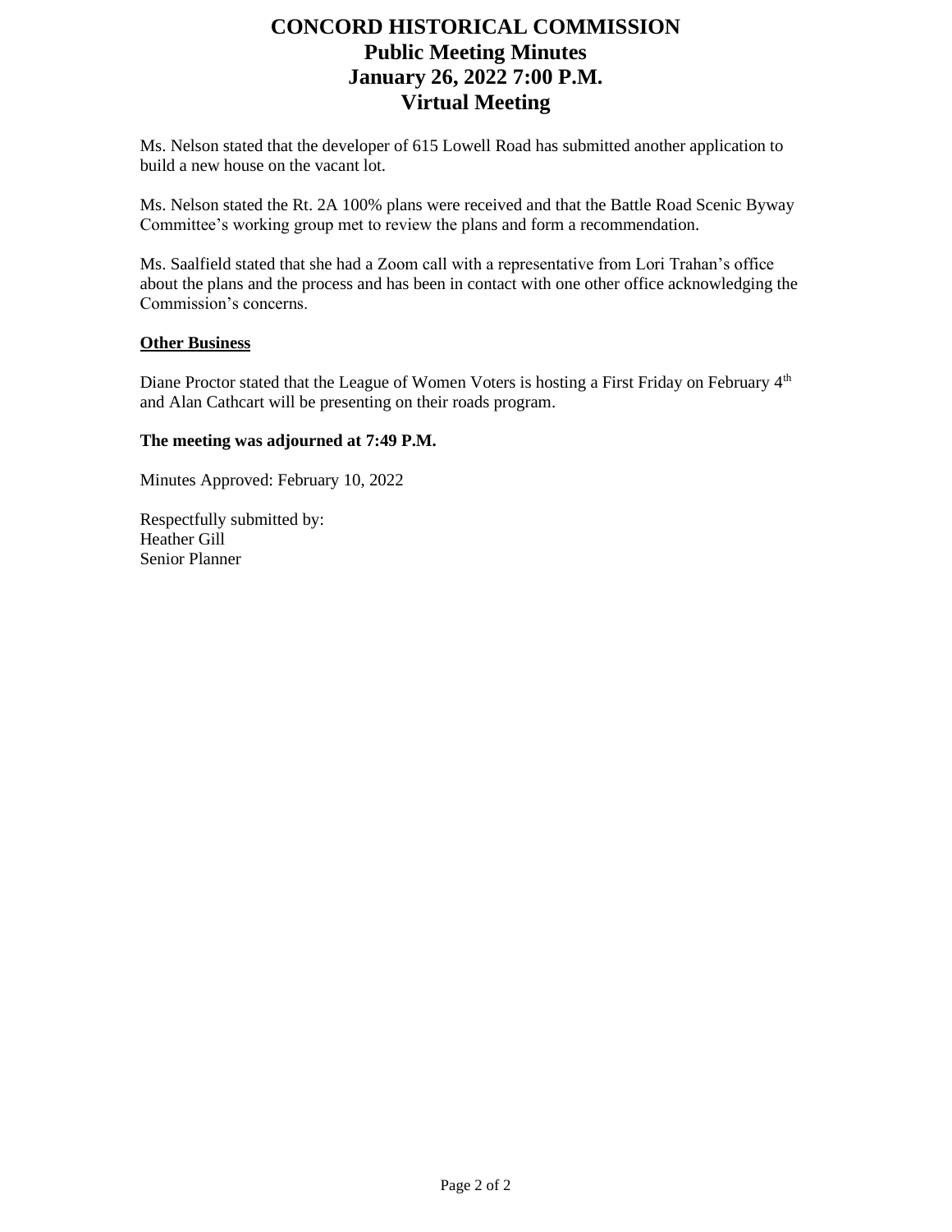# CONCORD HISTORICAL COMMISSION
## Public Meeting Minutes
## January 26, 2022 7:00 P.M.
## Virtual Meeting

Ms. Nelson stated that the developer of 615 Lowell Road has submitted another application to build a new house on the vacant lot.

Ms. Nelson stated the Rt. 2A 100% plans were received and that the Battle Road Scenic Byway Committee's working group met to review the plans and form a recommendation.

Ms. Saalfield stated that she had a Zoom call with a representative from Lori Trahan's office about the plans and the process and has been in contact with one other office acknowledging the Commission's concerns.

**Other Business**

Diane Proctor stated that the League of Women Voters is hosting a First Friday on February 4th and Alan Cathcart will be presenting on their roads program.

**The meeting was adjourned at 7:49 P.M.**

Minutes Approved: February 10, 2022

Respectfully submitted by:
Heather Gill
Senior Planner